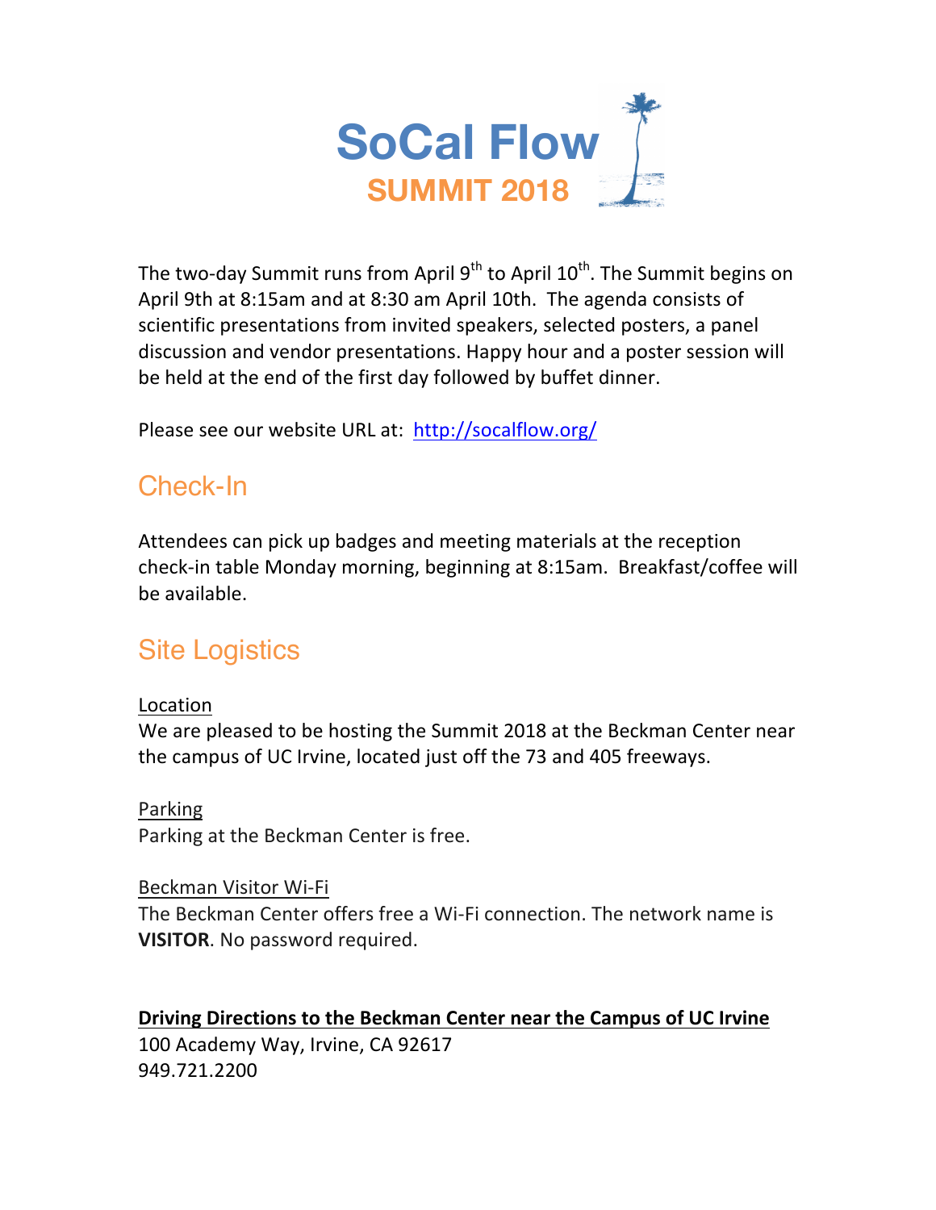# SoCal Flow

## SUMMIT 2018

The two-day Summit runs from April 9$^{th}$ to April 10$^{th}$. The Summit begins on April 9th at 8:15am and at 8:30 am April 10th. The agenda consists of scientific presentations from invited speakers, selected posters, a panel discussion and vendor presentations. Happy hour and a poster session will be held at the end of the first day followed by buffet dinner.

Please see our website URL at: [http://socalflow.org/](http://socalflow.org/)

## Check-In

Attendees can pick up badges and meeting materials at the reception check-in table Monday morning, beginning at 8:15am. Breakfast/coffee will be available.

## Site Logistics

<u>Location</u>

We are pleased to be hosting the Summit 2018 at the Beckman Center near the campus of UC Irvine, located just off the 73 and 405 freeways.

<u>Parking</u>

Parking at the Beckman Center is free.

<u>Beckman Visitor Wi-Fi</u>

The Beckman Center offers free a Wi-Fi connection. The network name is **VISITOR**. No password required.

**<u>Driving Directions to the Beckman Center near the Campus of UC Irvine</u>**

100 Academy Way, Irvine, CA 92617
949.721.2200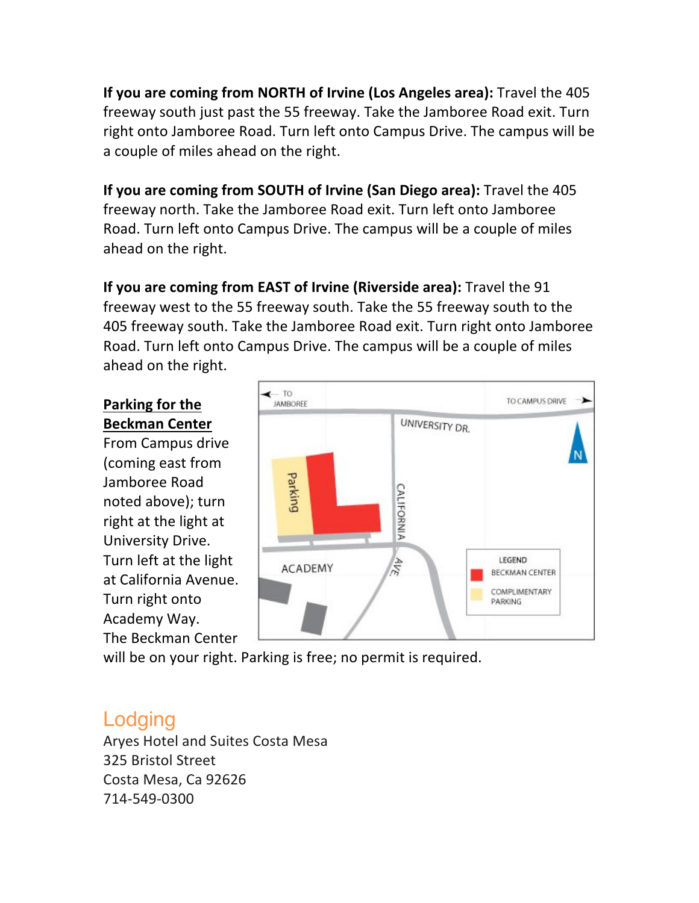**If you are coming from NORTH of Irvine (Los Angeles area):** Travel the 405 freeway south just past the 55 freeway. Take the Jamboree Road exit. Turn right onto Jamboree Road. Turn left onto Campus Drive. The campus will be a couple of miles ahead on the right.

**If you are coming from SOUTH of Irvine (San Diego area):** Travel the 405 freeway north. Take the Jamboree Road exit. Turn left onto Jamboree Road. Turn left onto Campus Drive. The campus will be a couple of miles ahead on the right.

**If you are coming from EAST of Irvine (Riverside area):** Travel the 91 freeway west to the 55 freeway south. Take the 55 freeway south to the 405 freeway south. Take the Jamboree Road exit. Turn right onto Jamboree Road. Turn left onto Campus Drive. The campus will be a couple of miles ahead on the right.

**Parking for the Beckman Center**

From Campus drive (coming east from Jamboree Road noted above); turn right at the light at University Drive. Turn left at the light at California Avenue. Turn right onto Academy Way. The Beckman Center will be on your right. Parking is free; no permit is required.

## Lodging

Aryes Hotel and Suites Costa Mesa
325 Bristol Street
Costa Mesa, Ca 92626
714-549-0300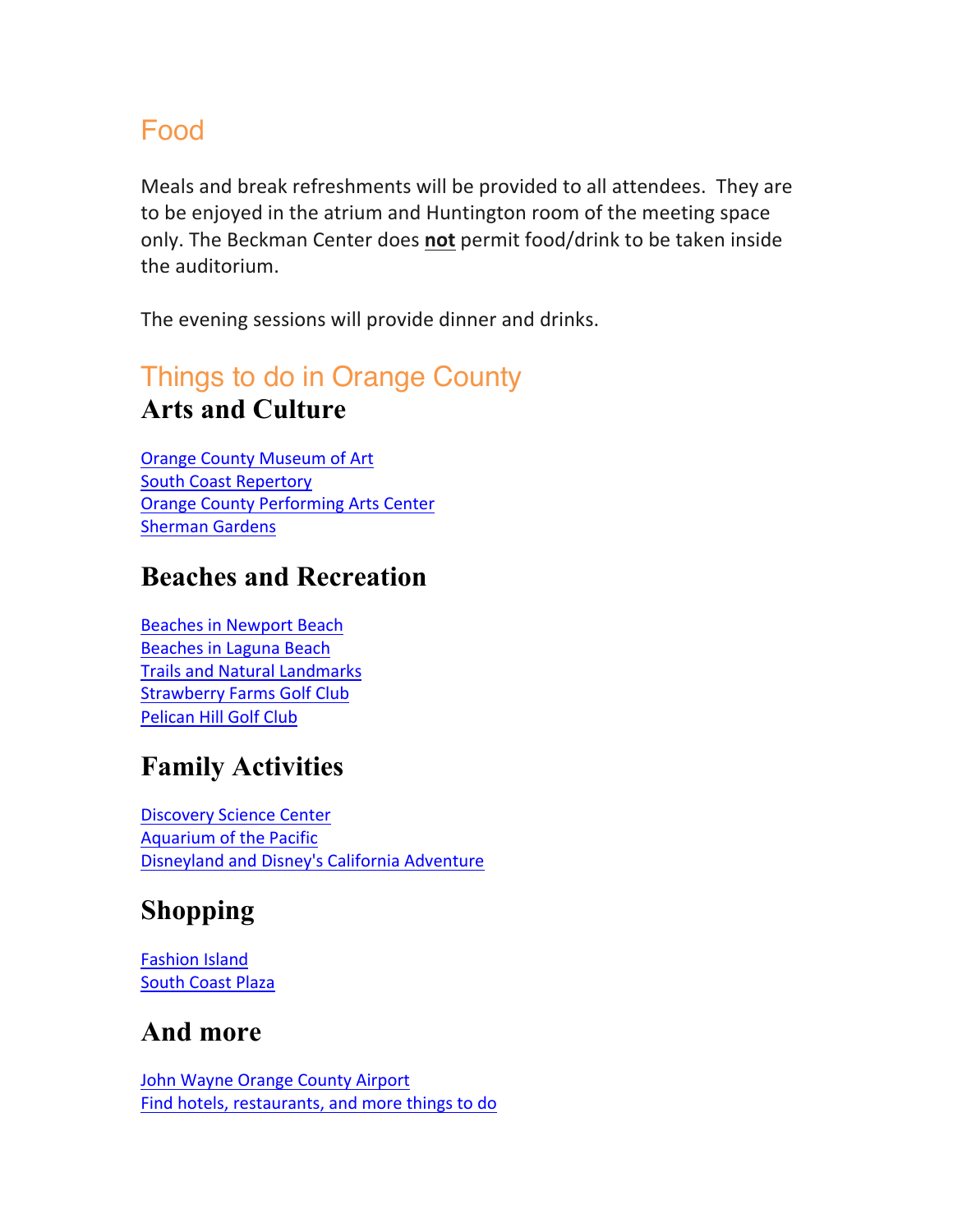# Food

Meals and break refreshments will be provided to all attendees. They are to be enjoyed in the atrium and Huntington room of the meeting space only. The Beckman Center does **not** permit food/drink to be taken inside the auditorium.

The evening sessions will provide dinner and drinks.

# Things to do in Orange County

## Arts and Culture

Orange County Museum of Art
South Coast Repertory
Orange County Performing Arts Center
Sherman Gardens

## Beaches and Recreation

Beaches in Newport Beach
Beaches in Laguna Beach
Trails and Natural Landmarks
Strawberry Farms Golf Club
Pelican Hill Golf Club

## Family Activities

Discovery Science Center
Aquarium of the Pacific
Disneyland and Disney's California Adventure

## Shopping

Fashion Island
South Coast Plaza

## And more

John Wayne Orange County Airport
Find hotels, restaurants, and more things to do